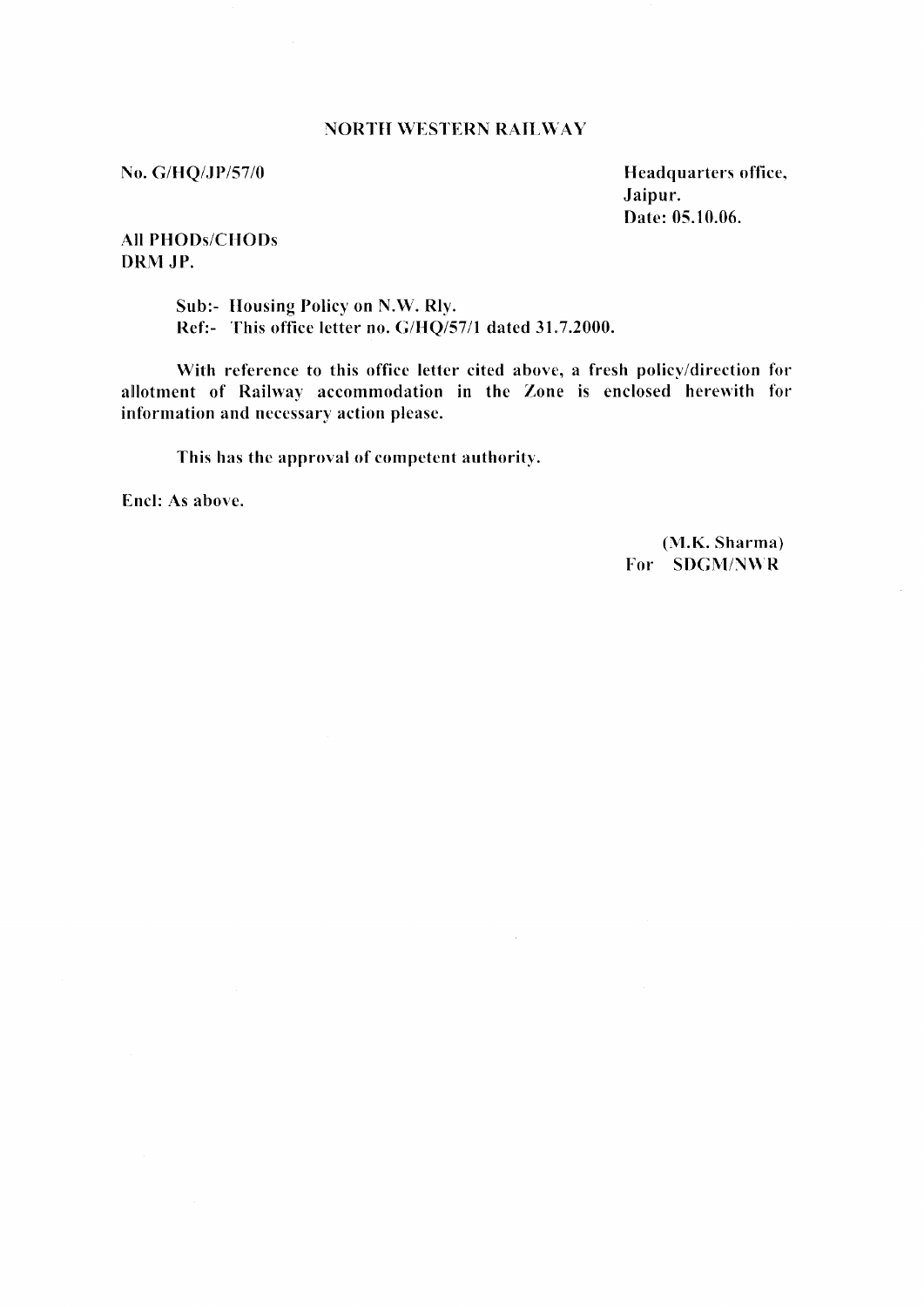# NORTH WESTERN RAILWAY

**No. G/HQ/JP/57/0**

**Headquarters office,**
**Jaipur.**
**Date: 05.10.06.**

**All PHODs/CHODs**
**DRM JP.**

**Sub:- Housing Policy on N.W. Rly.**
**Ref:- This office letter no. G/HQ/57/1 dated 31.7.2000.**

With reference to this office letter cited above, a fresh policy/direction for allotment of Railway accommodation in the Zone is enclosed herewith for information and necessary action please.

This has the approval of competent authority.

Encl: As above.

(M.K. Sharma)
For SDGM/NWR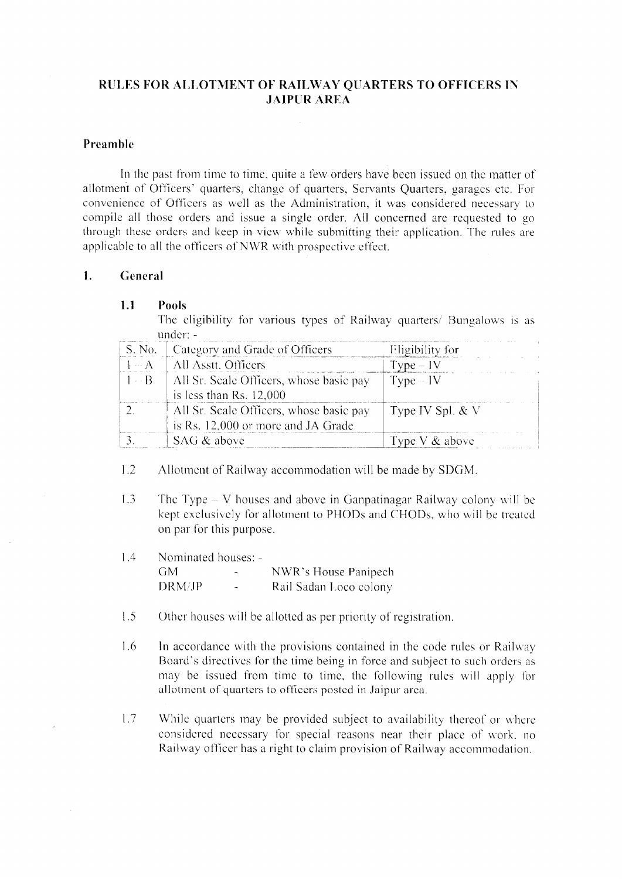# RULES FOR ALLOTMENT OF RAILWAY QUARTERS TO OFFICERS IN JAIPUR AREA

## Preamble

In the past from time to time, quite a few orders have been issued on the matter of allotment of Officers' quarters, change of quarters, Servants Quarters, garages etc. For convenience of Officers as well as the Administration, it was considered necessary to compile all those orders and issue a single order. All concerned are requested to go through these orders and keep in view while submitting their application. The rules are applicable to all the officers of NWR with prospective effect.

## 1. General

### 1.1 Pools

The eligibility for various types of Railway quarters/ Bungalows is as under: -

| S. No. | Category and Grade of Officers | Eligibility for |
|---|---|---|
| 1 – A | All Asstt. Officers | Type – IV |
| 1 – B | All Sr. Scale Officers, whose basic pay is less than Rs. 12,000 | Type – IV |
| 2. | All Sr. Scale Officers, whose basic pay is Rs. 12,000 or more and JA Grade | Type IV Spl. & V |
| 3. | SAG & above | Type V & above |

1.2 Allotment of Railway accommodation will be made by SDGM.

1.3 The Type – V houses and above in Ganpatinagar Railway colony will be kept exclusively for allotment to PHODs and CHODs, who will be treated on par for this purpose.

1.4 Nominated houses: -

GM - NWR's House Panipech
DRM/JP - Rail Sadan Loco colony

1.5 Other houses will be allotted as per priority of registration.

1.6 In accordance with the provisions contained in the code rules or Railway Board's directives for the time being in force and subject to such orders as may be issued from time to time, the following rules will apply for allotment of quarters to officers posted in Jaipur area.

1.7 While quarters may be provided subject to availability thereof or where considered necessary for special reasons near their place of work, no Railway officer has a right to claim provision of Railway accommodation.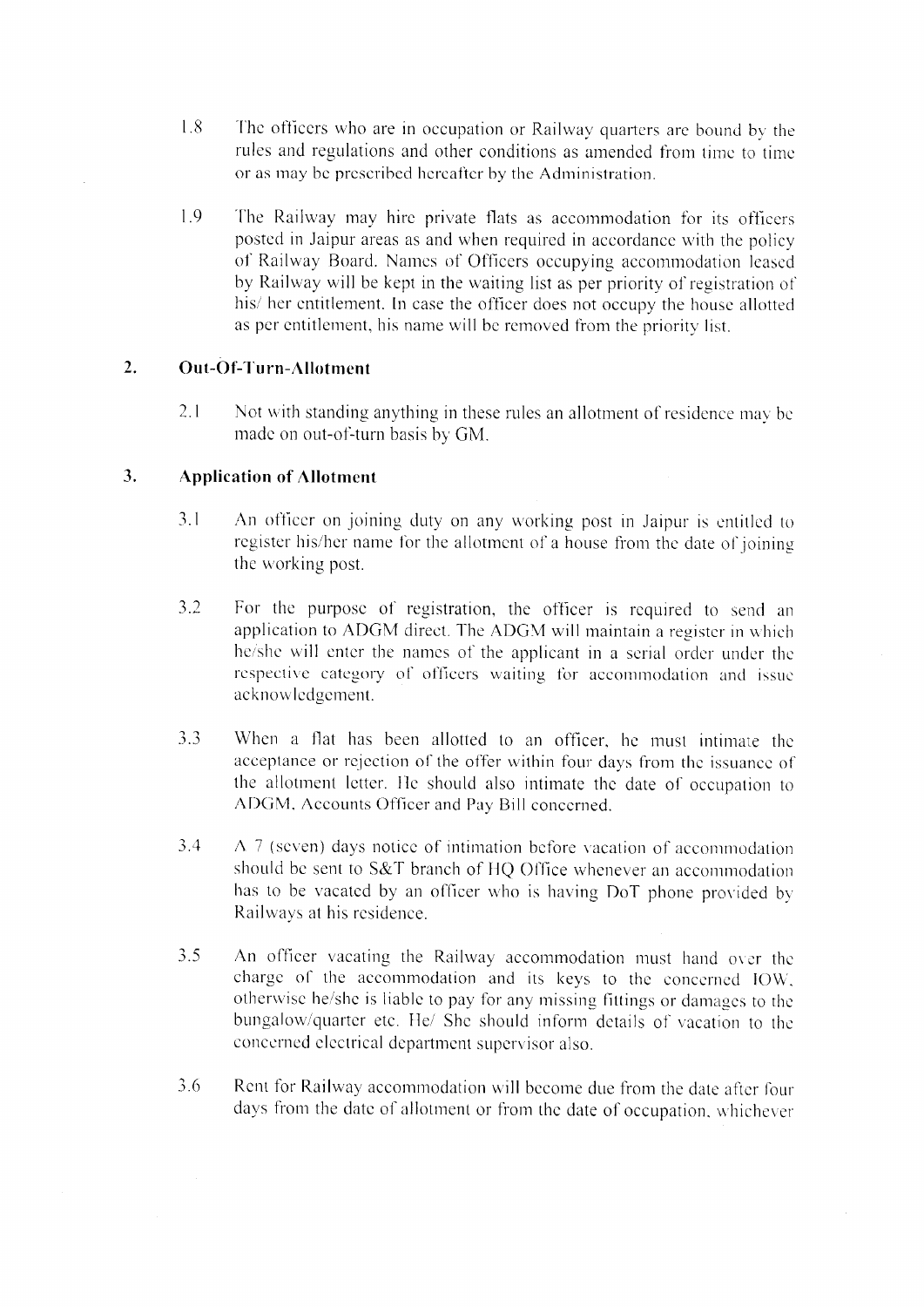1.8 The officers who are in occupation or Railway quarters are bound by the rules and regulations and other conditions as amended from time to time or as may be prescribed hereafter by the Administration.

1.9 The Railway may hire private flats as accommodation for its officers posted in Jaipur areas as and when required in accordance with the policy of Railway Board. Names of Officers occupying accommodation leased by Railway will be kept in the waiting list as per priority of registration of his/ her entitlement. In case the officer does not occupy the house allotted as per entitlement, his name will be removed from the priority list.

## 2. Out-Of-Turn-Allotment

2.1 Not with standing anything in these rules an allotment of residence may be made on out-of-turn basis by GM.

## 3. Application of Allotment

3.1 An officer on joining duty on any working post in Jaipur is entitled to register his/her name for the allotment of a house from the date of joining the working post.

3.2 For the purpose of registration, the officer is required to send an application to ADGM direct. The ADGM will maintain a register in which he/she will enter the names of the applicant in a serial order under the respective category of officers waiting for accommodation and issue acknowledgement.

3.3 When a flat has been allotted to an officer, he must intimate the acceptance or rejection of the offer within four days from the issuance of the allotment letter. He should also intimate the date of occupation to ADGM, Accounts Officer and Pay Bill concerned.

3.4 A 7 (seven) days notice of intimation before vacation of accommodation should be sent to S&T branch of HQ Office whenever an accommodation has to be vacated by an officer who is having DoT phone provided by Railways at his residence.

3.5 An officer vacating the Railway accommodation must hand over the charge of the accommodation and its keys to the concerned IOW, otherwise he/she is liable to pay for any missing fittings or damages to the bungalow/quarter etc. He/ She should inform details of vacation to the concerned electrical department supervisor also.

3.6 Rent for Railway accommodation will become due from the date after four days from the date of allotment or from the date of occupation, whichever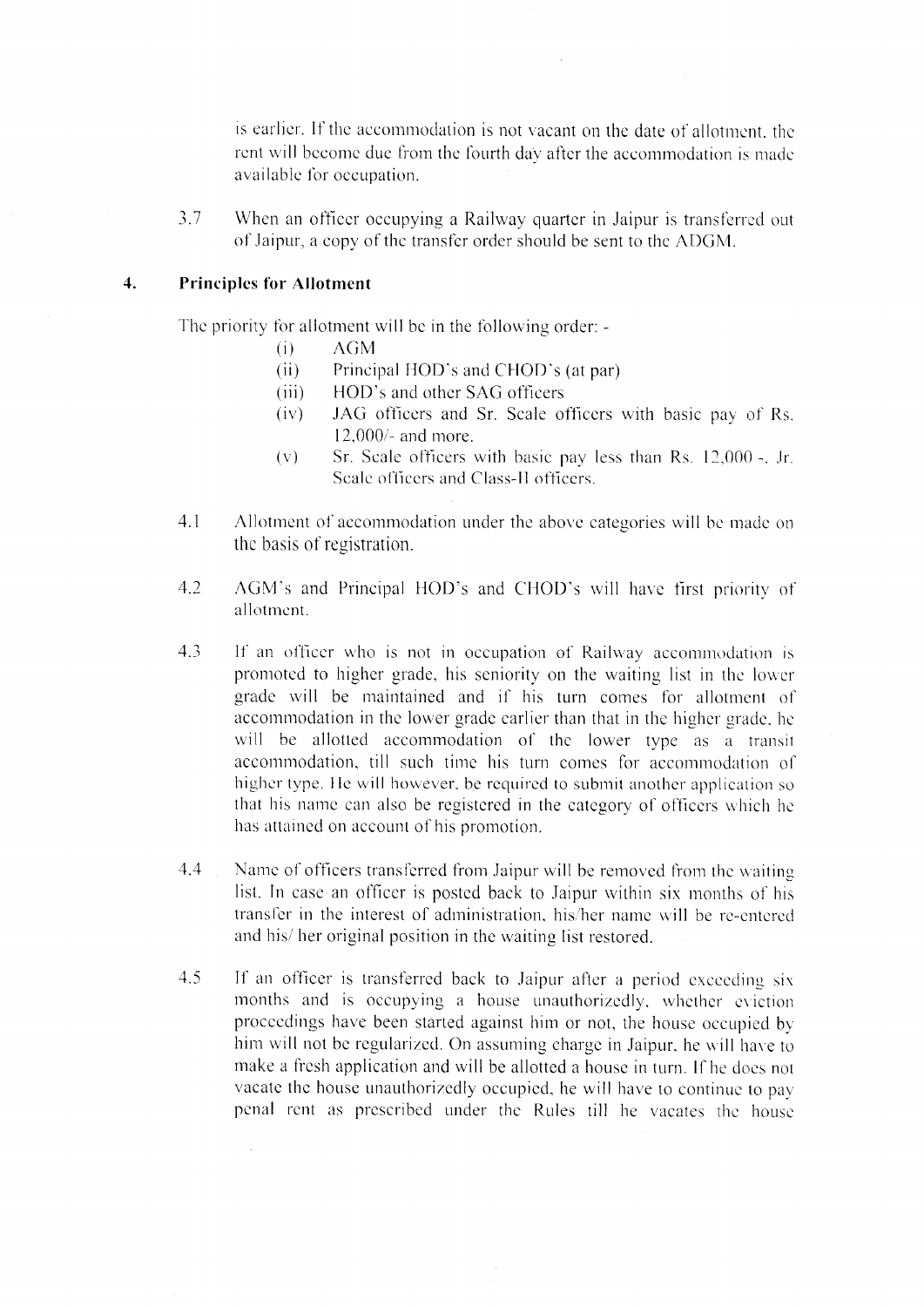is earlier. If the accommodation is not vacant on the date of allotment, the rent will become due from the fourth day after the accommodation is made available for occupation.

3.7 When an officer occupying a Railway quarter in Jaipur is transferred out of Jaipur, a copy of the transfer order should be sent to the ADGM.

## 4. Principles for Allotment

The priority for allotment will be in the following order: -

- (i) AGM
- (ii) Principal HOD's and CHOD's (at par)
- (iii) HOD's and other SAG officers
- (iv) JAG officers and Sr. Scale officers with basic pay of Rs. 12,000/- and more.
- (v) Sr. Scale officers with basic pay less than Rs. 12,000 -, Jr. Scale officers and Class-II officers.

4.1 Allotment of accommodation under the above categories will be made on the basis of registration.

4.2 AGM's and Principal HOD's and CHOD's will have first priority of allotment.

4.3 If an officer who is not in occupation of Railway accommodation is promoted to higher grade, his seniority on the waiting list in the lower grade will be maintained and if his turn comes for allotment of accommodation in the lower grade earlier than that in the higher grade, he will be allotted accommodation of the lower type as a transit accommodation, till such time his turn comes for accommodation of higher type. He will however, be required to submit another application so that his name can also be registered in the category of officers which he has attained on account of his promotion.

4.4 Name of officers transferred from Jaipur will be removed from the waiting list. In case an officer is posted back to Jaipur within six months of his transfer in the interest of administration, his/her name will be re-entered and his/ her original position in the waiting list restored.

4.5 If an officer is transferred back to Jaipur after a period exceeding six months and is occupying a house unauthorizedly, whether eviction proceedings have been started against him or not, the house occupied by him will not be regularized. On assuming charge in Jaipur, he will have to make a fresh application and will be allotted a house in turn. If he does not vacate the house unauthorizedly occupied, he will have to continue to pay penal rent as prescribed under the Rules till he vacates the house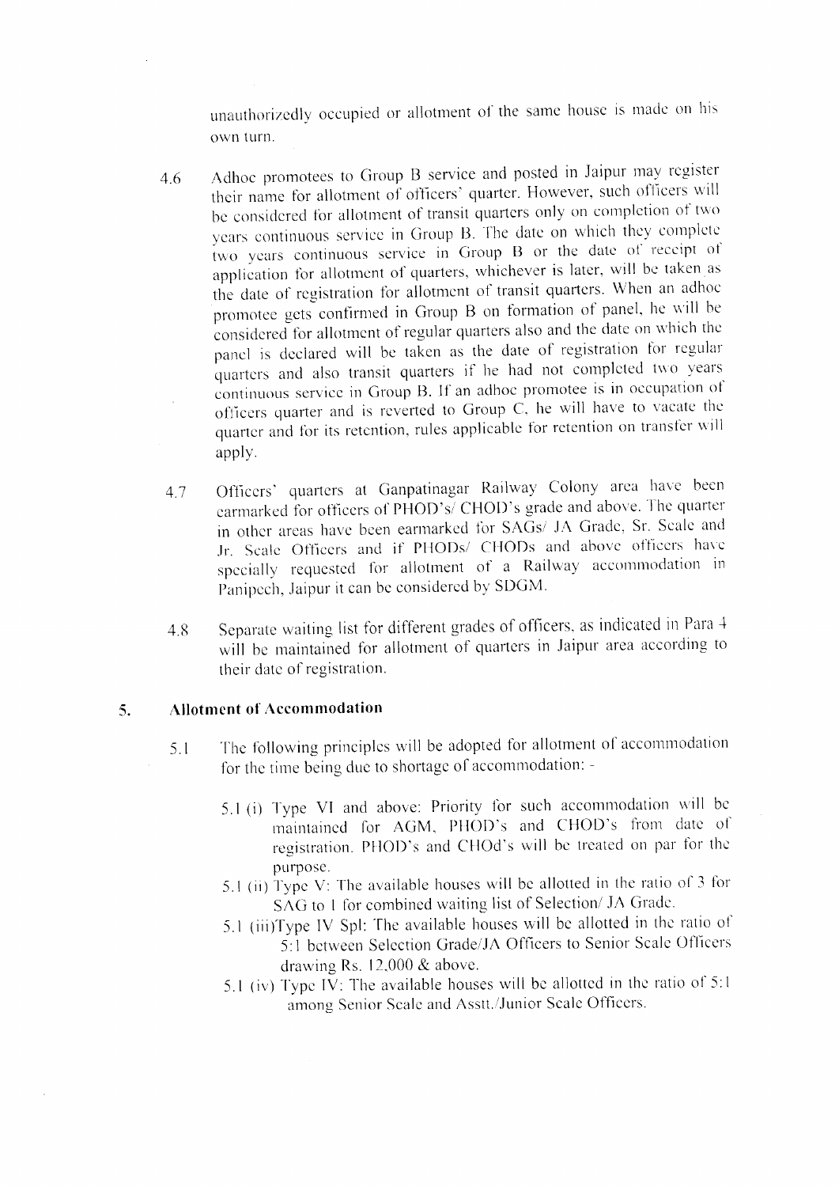unauthorizedly occupied or allotment of the same house is made on his own turn.

4.6 Adhoc promotees to Group B service and posted in Jaipur may register their name for allotment of officers' quarter. However, such officers will be considered for allotment of transit quarters only on completion of two years continuous service in Group B. The date on which they complete two years continuous service in Group B or the date of receipt of application for allotment of quarters, whichever is later, will be taken as the date of registration for allotment of transit quarters. When an adhoc promotee gets confirmed in Group B on formation of panel, he will be considered for allotment of regular quarters also and the date on which the panel is declared will be taken as the date of registration for regular quarters and also transit quarters if he had not completed two years continuous service in Group B. If an adhoc promotee is in occupation of officers quarter and is reverted to Group C, he will have to vacate the quarter and for its retention, rules applicable for retention on transfer will apply.

4.7 Officers' quarters at Ganpatinagar Railway Colony area have been earmarked for officers of PHOD's/ CHOD's grade and above. The quarter in other areas have been earmarked for SAGs/ JA Grade, Sr. Scale and Jr. Scale Officers and if PHODs/ CHODs and above officers have specially requested for allotment of a Railway accommodation in Panipech, Jaipur it can be considered by SDGM.

4.8 Separate waiting list for different grades of officers, as indicated in Para 4 will be maintained for allotment of quarters in Jaipur area according to their date of registration.

## 5. Allotment of Accommodation

5.1 The following principles will be adopted for allotment of accommodation for the time being due to shortage of accommodation: -

5.1 (i) Type VI and above: Priority for such accommodation will be maintained for AGM, PHOD's and CHOD's from date of registration. PHOD's and CHOd's will be treated on par for the purpose.

5.1 (ii) Type V: The available houses will be allotted in the ratio of 3 for SAG to 1 for combined waiting list of Selection/ JA Grade.

5.1 (iii)Type IV Spl: The available houses will be allotted in the ratio of 5:1 between Selection Grade/JA Officers to Senior Scale Officers drawing Rs. 12,000 & above.

5.1 (iv) Type IV: The available houses will be allotted in the ratio of 5:1 among Senior Scale and Asstt./Junior Scale Officers.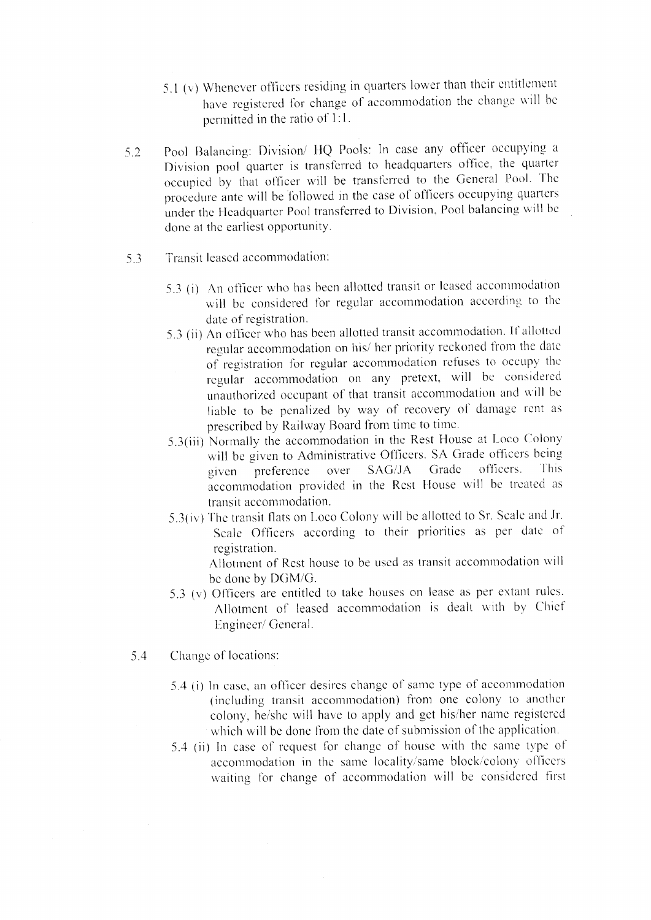5.1 (v) Whenever officers residing in quarters lower than their entitlement have registered for change of accommodation the change will be permitted in the ratio of 1:1.

5.2 Pool Balancing: Division/ HQ Pools: In case any officer occupying a Division pool quarter is transferred to headquarters office, the quarter occupied by that officer will be transferred to the General Pool. The procedure ante will be followed in the case of officers occupying quarters under the Headquarter Pool transferred to Division, Pool balancing will be done at the earliest opportunity.

5.3 Transit leased accommodation:

5.3 (i) An officer who has been allotted transit or leased accommodation will be considered for regular accommodation according to the date of registration.

5.3 (ii) An officer who has been allotted transit accommodation. If allotted regular accommodation on his/ her priority reckoned from the date of registration for regular accommodation refuses to occupy the regular accommodation on any pretext, will be considered unauthorized occupant of that transit accommodation and will be liable to be penalized by way of recovery of damage rent as prescribed by Railway Board from time to time.

5.3(iii) Normally the accommodation in the Rest House at Loco Colony will be given to Administrative Officers. SA Grade officers being given preference over SAG/JA Grade officers. This accommodation provided in the Rest House will be treated as transit accommodation.

5.3(iv) The transit flats on Loco Colony will be allotted to Sr. Scale and Jr. Scale Officers according to their priorities as per date of registration.

Allotment of Rest house to be used as transit accommodation will be done by DGM/G.

5.3 (v) Officers are entitled to take houses on lease as per extant rules. Allotment of leased accommodation is dealt with by Chief Engineer/ General.

5.4 Change of locations:

5.4 (i) In case, an officer desires change of same type of accommodation (including transit accommodation) from one colony to another colony, he/she will have to apply and get his/her name registered which will be done from the date of submission of the application.

5.4 (ii) In case of request for change of house with the same type of accommodation in the same locality/same block/colony officers waiting for change of accommodation will be considered first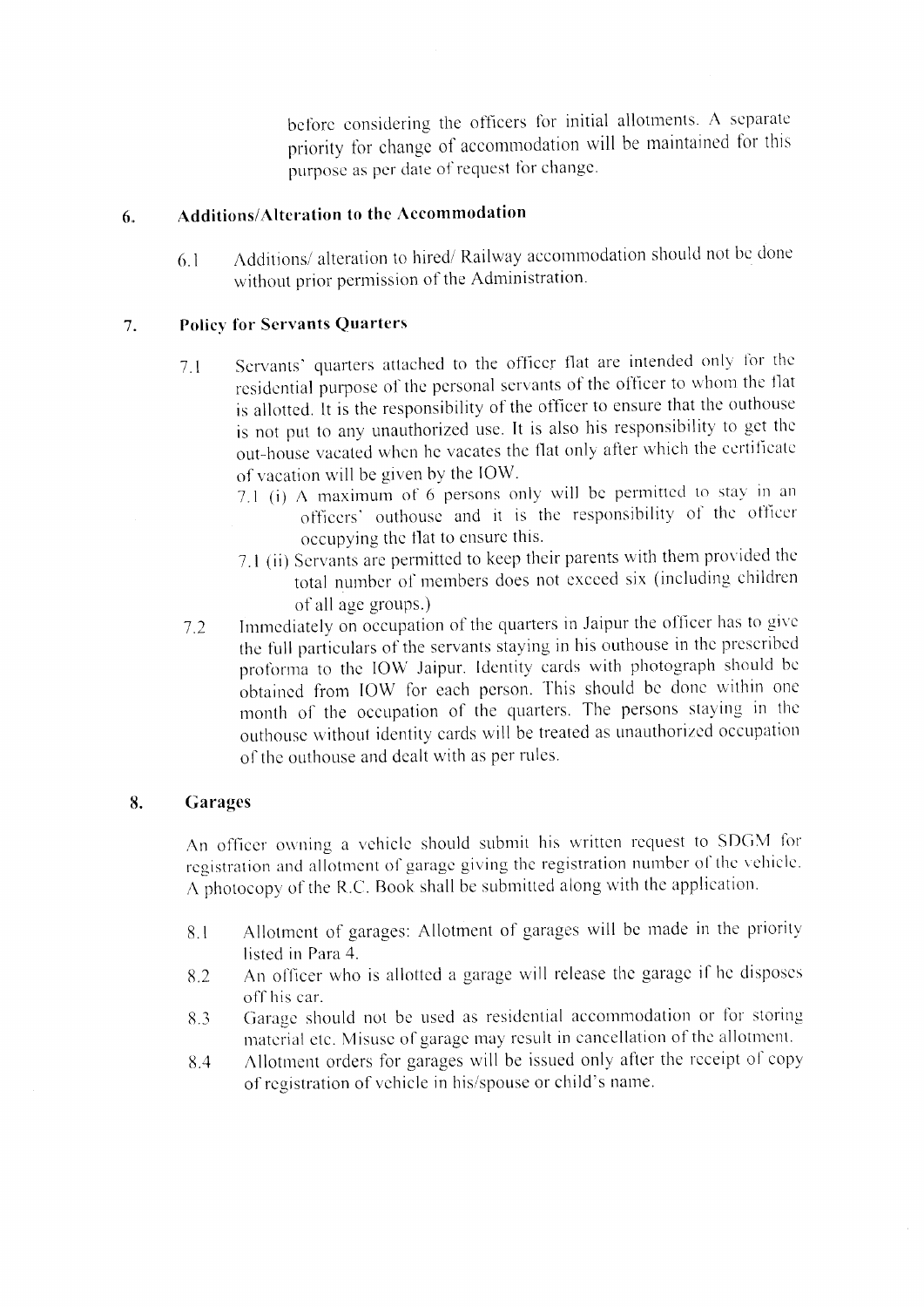before considering the officers for initial allotments. A separate priority for change of accommodation will be maintained for this purpose as per date of request for change.

## 6. Additions/Alteration to the Accommodation

6.1 Additions/ alteration to hired/ Railway accommodation should not be done without prior permission of the Administration.

## 7. Policy for Servants Quarters

7.1 Servants' quarters attached to the officer flat are intended only for the residential purpose of the personal servants of the officer to whom the flat is allotted. It is the responsibility of the officer to ensure that the outhouse is not put to any unauthorized use. It is also his responsibility to get the out-house vacated when he vacates the flat only after which the certificate of vacation will be given by the IOW.

7.1 (i) A maximum of 6 persons only will be permitted to stay in an officers' outhouse and it is the responsibility of the officer occupying the flat to ensure this.

7.1 (ii) Servants are permitted to keep their parents with them provided the total number of members does not exceed six (including children of all age groups.)

7.2 Immediately on occupation of the quarters in Jaipur the officer has to give the full particulars of the servants staying in his outhouse in the prescribed proforma to the IOW Jaipur. Identity cards with photograph should be obtained from IOW for each person. This should be done within one month of the occupation of the quarters. The persons staying in the outhouse without identity cards will be treated as unauthorized occupation of the outhouse and dealt with as per rules.

## 8. Garages

An officer owning a vehicle should submit his written request to SDGM for registration and allotment of garage giving the registration number of the vehicle. A photocopy of the R.C. Book shall be submitted along with the application.

8.1 Allotment of garages: Allotment of garages will be made in the priority listed in Para 4.

8.2 An officer who is allotted a garage will release the garage if he disposes off his car.

8.3 Garage should not be used as residential accommodation or for storing material etc. Misuse of garage may result in cancellation of the allotment.

8.4 Allotment orders for garages will be issued only after the receipt of copy of registration of vehicle in his/spouse or child's name.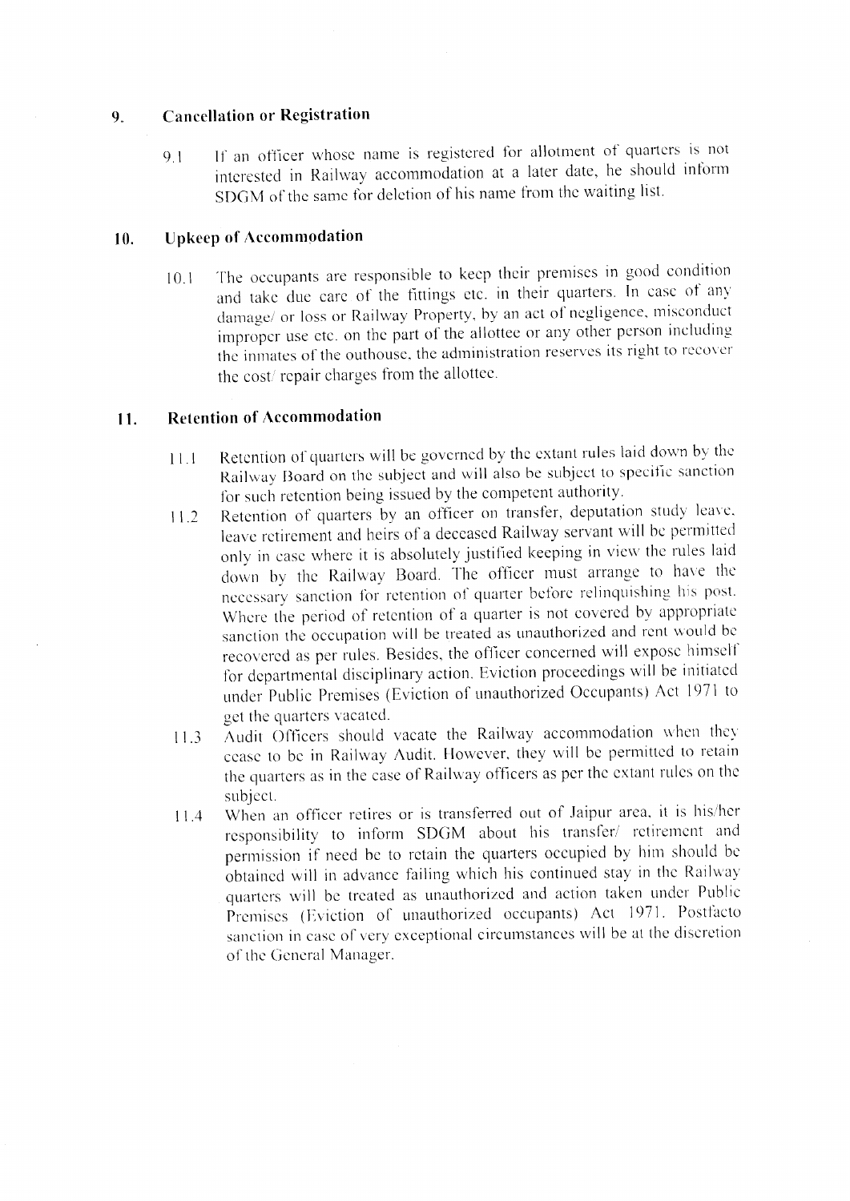## 9. Cancellation or Registration

9.1 If an officer whose name is registered for allotment of quarters is not interested in Railway accommodation at a later date, he should inform SDGM of the same for deletion of his name from the waiting list.

## 10. Upkeep of Accommodation

10.1 The occupants are responsible to keep their premises in good condition and take due care of the fittings etc. in their quarters. In case of any damage/ or loss or Railway Property, by an act of negligence, misconduct improper use etc. on the part of the allottee or any other person including the inmates of the outhouse, the administration reserves its right to recover the cost/ repair charges from the allottee.

## 11. Retention of Accommodation

11.1 Retention of quarters will be governed by the extant rules laid down by the Railway Board on the subject and will also be subject to specific sanction for such retention being issued by the competent authority.

11.2 Retention of quarters by an officer on transfer, deputation study leave, leave retirement and heirs of a deceased Railway servant will be permitted only in case where it is absolutely justified keeping in view the rules laid down by the Railway Board. The officer must arrange to have the necessary sanction for retention of quarter before relinquishing his post. Where the period of retention of a quarter is not covered by appropriate sanction the occupation will be treated as unauthorized and rent would be recovered as per rules. Besides, the officer concerned will expose himself for departmental disciplinary action. Eviction proceedings will be initiated under Public Premises (Eviction of unauthorized Occupants) Act 1971 to get the quarters vacated.

11.3 Audit Officers should vacate the Railway accommodation when they cease to be in Railway Audit. However, they will be permitted to retain the quarters as in the case of Railway officers as per the extant rules on the subject.

11.4 When an officer retires or is transferred out of Jaipur area, it is his/her responsibility to inform SDGM about his transfer/ retirement and permission if need be to retain the quarters occupied by him should be obtained will in advance failing which his continued stay in the Railway quarters will be treated as unauthorized and action taken under Public Premises (Eviction of unauthorized occupants) Act 1971. Postfacto sanction in case of very exceptional circumstances will be at the discretion of the General Manager.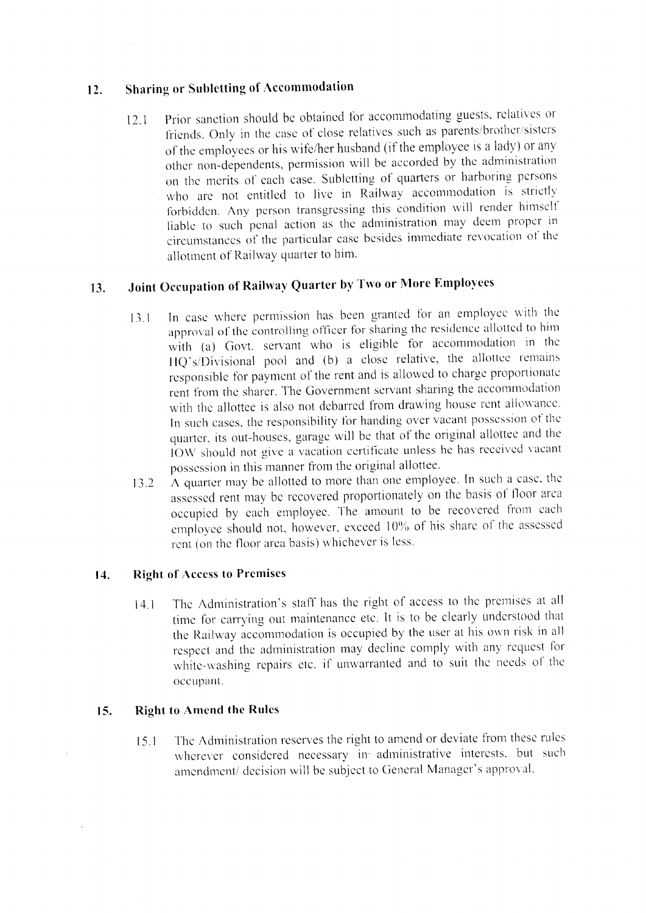## 12. Sharing or Subletting of Accommodation

12.1 Prior sanction should be obtained for accommodating guests, relatives or friends. Only in the case of close relatives such as parents/brother/sisters of the employees or his wife/her husband (if the employee is a lady) or any other non-dependents, permission will be accorded by the administration on the merits of each case. Subletting of quarters or harboring persons who are not entitled to live in Railway accommodation is strictly forbidden. Any person transgressing this condition will render himself liable to such penal action as the administration may deem proper in circumstances of the particular case besides immediate revocation of the allotment of Railway quarter to him.

## 13. Joint Occupation of Railway Quarter by Two or More Employees

13.1 In case where permission has been granted for an employee with the approval of the controlling officer for sharing the residence allotted to him with (a) Govt. servant who is eligible for accommodation in the HQ's/Divisional pool and (b) a close relative, the allottee remains responsible for payment of the rent and is allowed to charge proportionate rent from the sharer. The Government servant sharing the accommodation with the allottee is also not debarred from drawing house rent allowance. In such cases, the responsibility for handing over vacant possession of the quarter, its out-houses, garage will be that of the original allottee and the IOW should not give a vacation certificate unless he has received vacant possession in this manner from the original allottee.

13.2 A quarter may be allotted to more than one employee. In such a case, the assessed rent may be recovered proportionately on the basis of floor area occupied by each employee. The amount to be recovered from each employee should not, however, exceed 10% of his share of the assessed rent (on the floor area basis) whichever is less.

## 14. Right of Access to Premises

14.1 The Administration's staff has the right of access to the premises at all time for carrying out maintenance etc. It is to be clearly understood that the Railway accommodation is occupied by the user at his own risk in all respect and the administration may decline comply with any request for white-washing repairs etc. if unwarranted and to suit the needs of the occupant.

## 15. Right to Amend the Rules

15.1 The Administration reserves the right to amend or deviate from these rules wherever considered necessary in administrative interests, but such amendment/ decision will be subject to General Manager's approval.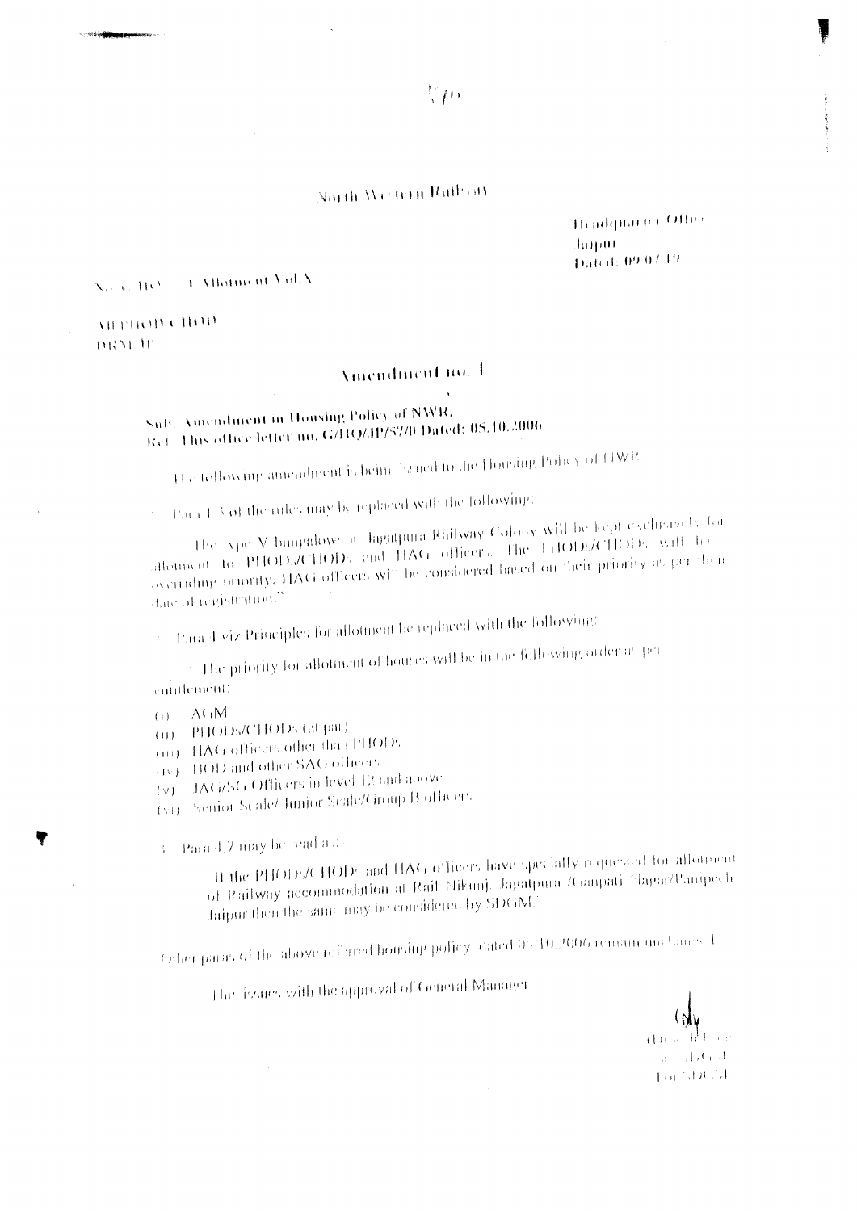North Western Railway

Headquarter Office
Jaipur
Dated: 09.07.19

No. E. HQ/ E Allotment Vol X

All PHOD/ CHOD
DRM JP

## Amendment no. 1

Sub: Amendment in Housing Policy of NWR.
Ref: This office letter no. G/HQ/JP/87/0 Dated: 05.10.2006

The following amendment is being issued to the Housing Policy of NWR.

1. Para 1.3 of the rules may be replaced with the following:

"The type V bungalows in Jagatpura Railway Colony will be kept exclusively for allotment to PHODs/CHODs and HAG officers. The PHODs/CHODs will have overriding priority. HAG officers will be considered based on their priority as per their date of registration."

2. Para 1 viz Principles for allotment be replaced with the following:

"The priority for allotment of houses will be in the following order as per entitlement:

(i) AGM
(ii) PHODs/CHODs (at par)
(iii) HAG officers other than PHODs
(iv) HOD and other SAG officers
(v) JAG/SG Officers in level 12 and above
(vi) Senior Scale/ Junior Scale/Group B officers."

3. Para 1.7 may be read as:

"If the PHODs/CHODs and HAG officers have specially requested for allotment of Railway accommodation at Rail Nikunj, Jagatpura /Ganpati Nagar/Ganpati Jaipur then the same may be considered by SDGM."

Other paras of the above referred housing policy dated 05.10.2006 remain unchanged.

This issues with the approval of General Manager.

(Dinesh Kumar)
for SDGM
For SDGM